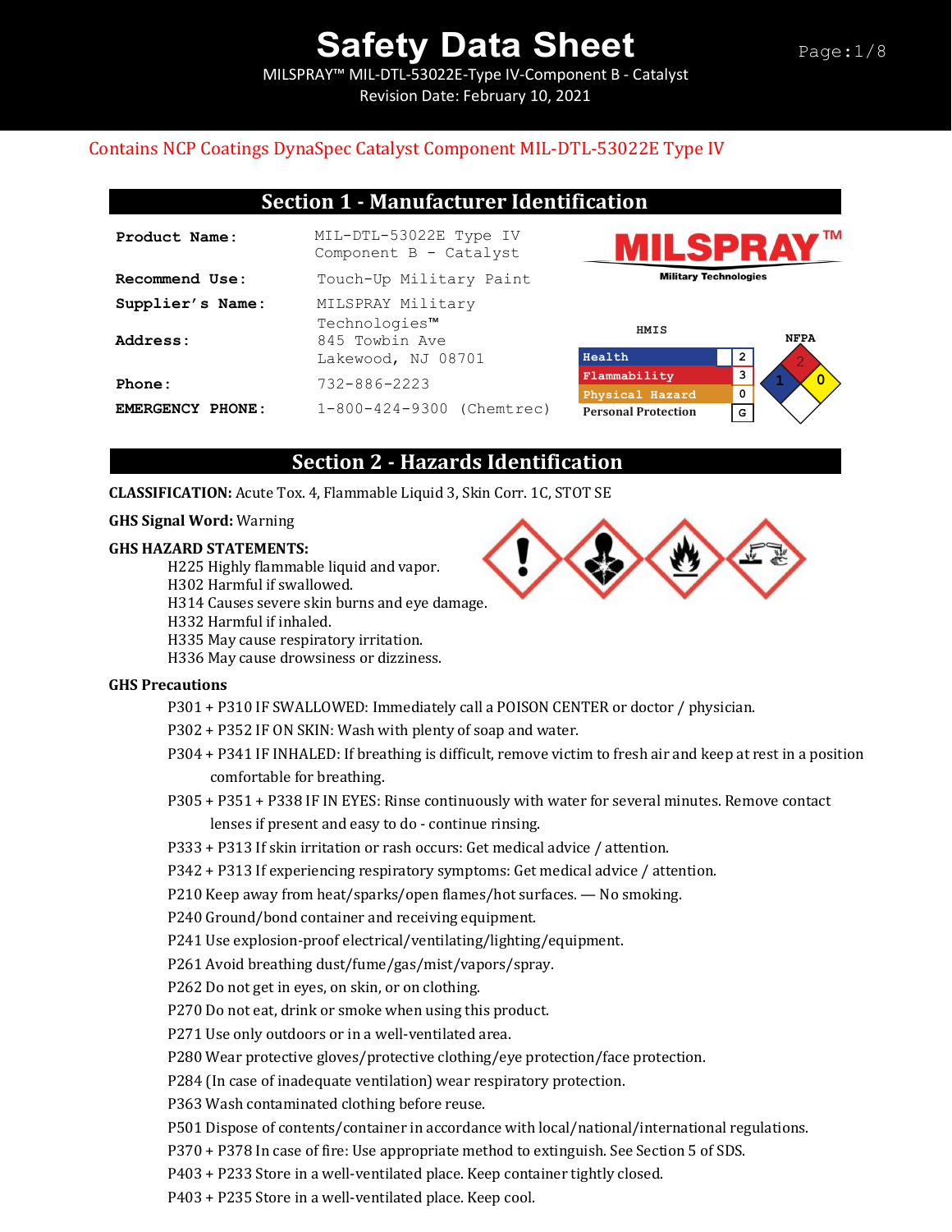# Safety Data Sheet

MILSPRAY™ MIL-DTL-53022E-Type IV-Component B - Catalyst
Revision Date: February 10, 2021

Contains NCP Coatings DynaSpec Catalyst Component MIL-DTL-53022E Type IV

## Section 1 - Manufacturer Identification

| | |
|---|---|
| **Product Name:** | MIL-DTL-53022E Type IV Component B - Catalyst |
| **Recommend Use:** | Touch-Up Military Paint |
| **Supplier's Name:** | MILSPRAY Military Technologies™ |
| **Address:** | 845 Towbin Ave Lakewood, NJ 08701 |
| **Phone:** | 732-886-2223 |
| **EMERGENCY PHONE:** | 1-800-424-9300 (Chemtrec) |

MILSPRAY™ Military Technologies

**HMIS**

| | |
|---|---|
| Health | 2 |
| Flammability | 3 |
| Physical Hazard | 0 |
| Personal Protection | G |

**NFPA**: Flammability 2, Health 1, Instability 0

## Section 2 - Hazards Identification

**CLASSIFICATION:** Acute Tox. 4, Flammable Liquid 3, Skin Corr. 1C, STOT SE

**GHS Signal Word:** Warning

**GHS HAZARD STATEMENTS:**

- H225 Highly flammable liquid and vapor.
- H302 Harmful if swallowed.
- H314 Causes severe skin burns and eye damage.
- H332 Harmful if inhaled.
- H335 May cause respiratory irritation.
- H336 May cause drowsiness or dizziness.

**GHS Precautions**

- P301 + P310 IF SWALLOWED: Immediately call a POISON CENTER or doctor / physician.
- P302 + P352 IF ON SKIN: Wash with plenty of soap and water.
- P304 + P341 IF INHALED: If breathing is difficult, remove victim to fresh air and keep at rest in a position comfortable for breathing.
- P305 + P351 + P338 IF IN EYES: Rinse continuously with water for several minutes. Remove contact lenses if present and easy to do - continue rinsing.
- P333 + P313 If skin irritation or rash occurs: Get medical advice / attention.
- P342 + P313 If experiencing respiratory symptoms: Get medical advice / attention.
- P210 Keep away from heat/sparks/open flames/hot surfaces. — No smoking.
- P240 Ground/bond container and receiving equipment.
- P241 Use explosion-proof electrical/ventilating/lighting/equipment.
- P261 Avoid breathing dust/fume/gas/mist/vapors/spray.
- P262 Do not get in eyes, on skin, or on clothing.
- P270 Do not eat, drink or smoke when using this product.
- P271 Use only outdoors or in a well-ventilated area.
- P280 Wear protective gloves/protective clothing/eye protection/face protection.
- P284 (In case of inadequate ventilation) wear respiratory protection.
- P363 Wash contaminated clothing before reuse.
- P501 Dispose of contents/container in accordance with local/national/international regulations.
- P370 + P378 In case of fire: Use appropriate method to extinguish. See Section 5 of SDS.
- P403 + P233 Store in a well-ventilated place. Keep container tightly closed.
- P403 + P235 Store in a well-ventilated place. Keep cool.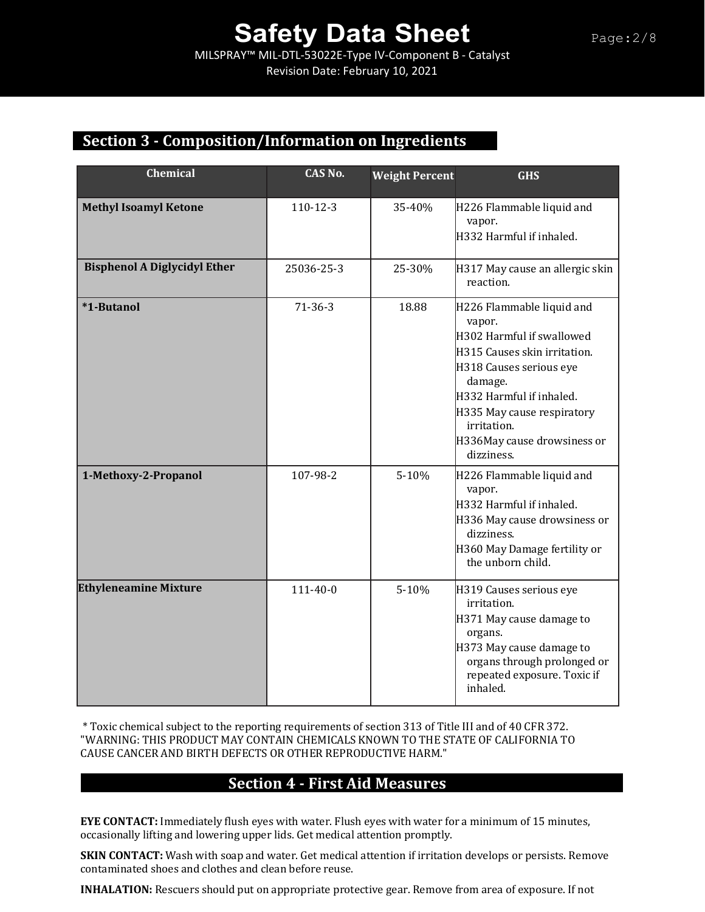## Section 3 - Composition/Information on Ingredients

| Chemical | CAS No. | Weight Percent | GHS |
|---|---|---|---|
| **Methyl Isoamyl Ketone** | 110-12-3 | 35-40% | H226 Flammable liquid and vapor.<br>H332 Harmful if inhaled. |
| **Bisphenol A Diglycidyl Ether** | 25036-25-3 | 25-30% | H317 May cause an allergic skin reaction. |
| ***1-Butanol** | 71-36-3 | 18.88 | H226 Flammable liquid and vapor.<br>H302 Harmful if swallowed<br>H315 Causes skin irritation.<br>H318 Causes serious eye damage.<br>H332 Harmful if inhaled.<br>H335 May cause respiratory irritation.<br>H336May cause drowsiness or dizziness. |
| **1-Methoxy-2-Propanol** | 107-98-2 | 5-10% | H226 Flammable liquid and vapor.<br>H332 Harmful if inhaled.<br>H336 May cause drowsiness or dizziness.<br>H360 May Damage fertility or the unborn child. |
| **Ethyleneamine Mixture** | 111-40-0 | 5-10% | H319 Causes serious eye irritation.<br>H371 May cause damage to organs.<br>H373 May cause damage to organs through prolonged or repeated exposure. Toxic if inhaled. |

* Toxic chemical subject to the reporting requirements of section 313 of Title III and of 40 CFR 372.
"WARNING: THIS PRODUCT MAY CONTAIN CHEMICALS KNOWN TO THE STATE OF CALIFORNIA TO CAUSE CANCER AND BIRTH DEFECTS OR OTHER REPRODUCTIVE HARM."

## Section 4 - First Aid Measures

**EYE CONTACT:** Immediately flush eyes with water. Flush eyes with water for a minimum of 15 minutes, occasionally lifting and lowering upper lids. Get medical attention promptly.

**SKIN CONTACT:** Wash with soap and water. Get medical attention if irritation develops or persists. Remove contaminated shoes and clothes and clean before reuse.

**INHALATION:** Rescuers should put on appropriate protective gear. Remove from area of exposure. If not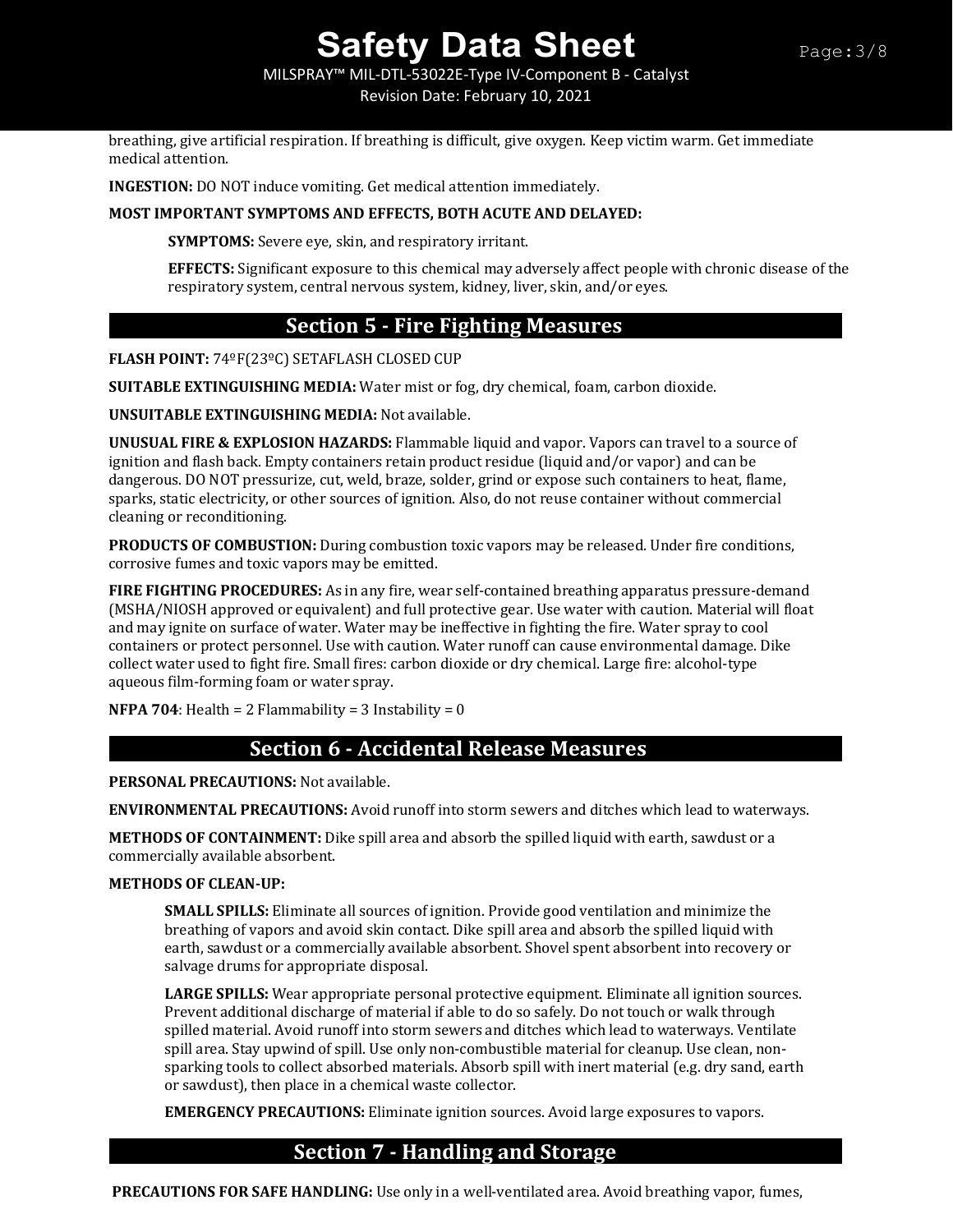breathing, give artificial respiration. If breathing is difficult, give oxygen. Keep victim warm. Get immediate medical attention.

**INGESTION:** DO NOT induce vomiting. Get medical attention immediately.

**MOST IMPORTANT SYMPTOMS AND EFFECTS, BOTH ACUTE AND DELAYED:**

> **SYMPTOMS:** Severe eye, skin, and respiratory irritant.
>
> **EFFECTS:** Significant exposure to this chemical may adversely affect people with chronic disease of the respiratory system, central nervous system, kidney, liver, skin, and/or eyes.

## Section 5 - Fire Fighting Measures

**FLASH POINT:** 74ºF(23ºC) SETAFLASH CLOSED CUP

**SUITABLE EXTINGUISHING MEDIA:** Water mist or fog, dry chemical, foam, carbon dioxide.

**UNSUITABLE EXTINGUISHING MEDIA:** Not available.

**UNUSUAL FIRE & EXPLOSION HAZARDS:** Flammable liquid and vapor. Vapors can travel to a source of ignition and flash back. Empty containers retain product residue (liquid and/or vapor) and can be dangerous. DO NOT pressurize, cut, weld, braze, solder, grind or expose such containers to heat, flame, sparks, static electricity, or other sources of ignition. Also, do not reuse container without commercial cleaning or reconditioning.

**PRODUCTS OF COMBUSTION:** During combustion toxic vapors may be released. Under fire conditions, corrosive fumes and toxic vapors may be emitted.

**FIRE FIGHTING PROCEDURES:** As in any fire, wear self-contained breathing apparatus pressure-demand (MSHA/NIOSH approved or equivalent) and full protective gear. Use water with caution. Material will float and may ignite on surface of water. Water may be ineffective in fighting the fire. Water spray to cool containers or protect personnel. Use with caution. Water runoff can cause environmental damage. Dike collect water used to fight fire. Small fires: carbon dioxide or dry chemical. Large fire: alcohol-type aqueous film-forming foam or water spray.

**NFPA 704**: Health = 2 Flammability = 3 Instability = 0

## Section 6 - Accidental Release Measures

**PERSONAL PRECAUTIONS:** Not available.

**ENVIRONMENTAL PRECAUTIONS:** Avoid runoff into storm sewers and ditches which lead to waterways.

**METHODS OF CONTAINMENT:** Dike spill area and absorb the spilled liquid with earth, sawdust or a commercially available absorbent.

**METHODS OF CLEAN-UP:**

> **SMALL SPILLS:** Eliminate all sources of ignition. Provide good ventilation and minimize the breathing of vapors and avoid skin contact. Dike spill area and absorb the spilled liquid with earth, sawdust or a commercially available absorbent. Shovel spent absorbent into recovery or salvage drums for appropriate disposal.
>
> **LARGE SPILLS:** Wear appropriate personal protective equipment. Eliminate all ignition sources. Prevent additional discharge of material if able to do so safely. Do not touch or walk through spilled material. Avoid runoff into storm sewers and ditches which lead to waterways. Ventilate spill area. Stay upwind of spill. Use only non-combustible material for cleanup. Use clean, non-sparking tools to collect absorbed materials. Absorb spill with inert material (e.g. dry sand, earth or sawdust), then place in a chemical waste collector.
>
> **EMERGENCY PRECAUTIONS:** Eliminate ignition sources. Avoid large exposures to vapors.

## Section 7 - Handling and Storage

**PRECAUTIONS FOR SAFE HANDLING:** Use only in a well-ventilated area. Avoid breathing vapor, fumes,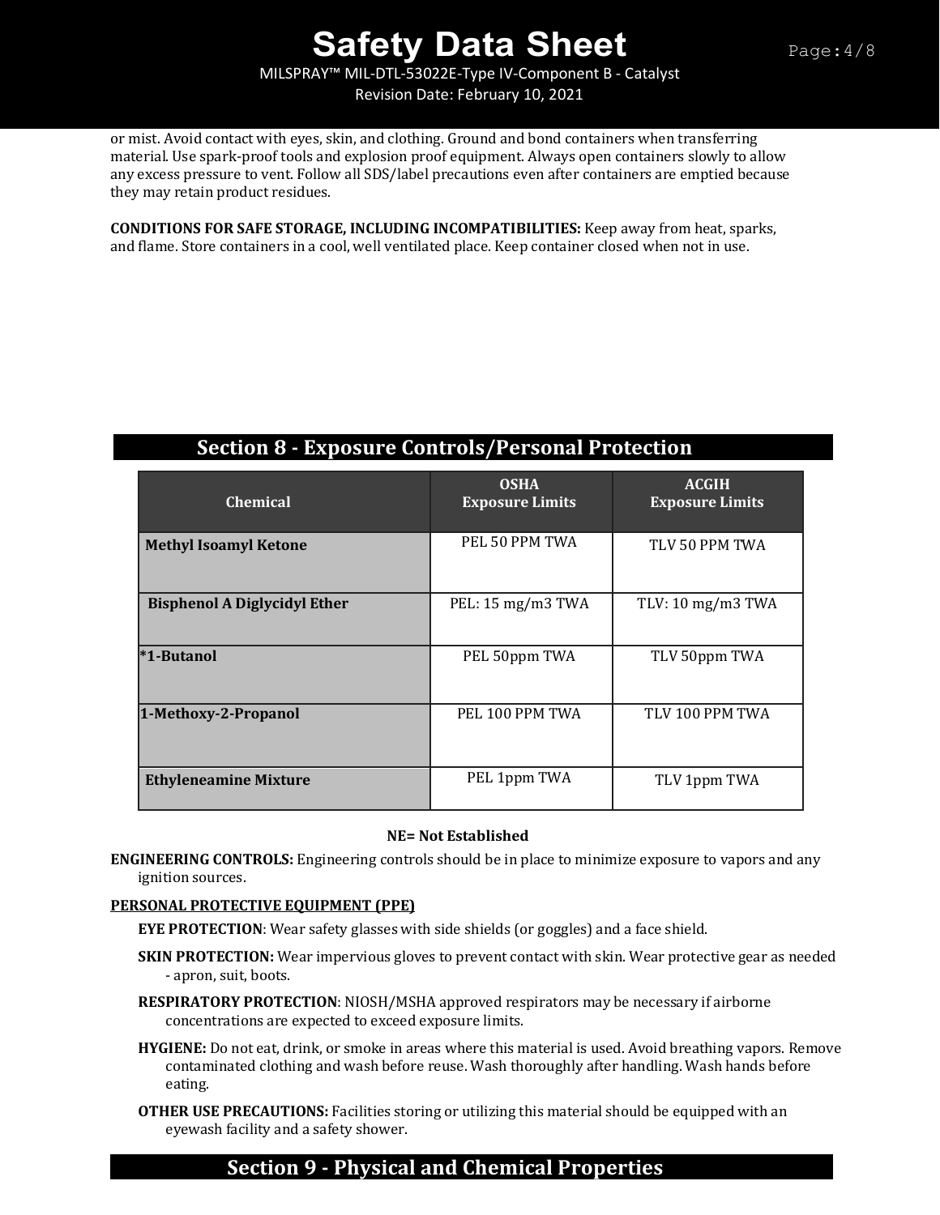or mist. Avoid contact with eyes, skin, and clothing. Ground and bond containers when transferring material. Use spark-proof tools and explosion proof equipment. Always open containers slowly to allow any excess pressure to vent. Follow all SDS/label precautions even after containers are emptied because they may retain product residues.

**CONDITIONS FOR SAFE STORAGE, INCLUDING INCOMPATIBILITIES:** Keep away from heat, sparks, and flame. Store containers in a cool, well ventilated place. Keep container closed when not in use.

## Section 8 - Exposure Controls/Personal Protection

| Chemical | OSHA Exposure Limits | ACGIH Exposure Limits |
|---|---|---|
| **Methyl Isoamyl Ketone** | PEL 50 PPM TWA | TLV 50 PPM TWA |
| **Bisphenol A Diglycidyl Ether** | PEL: 15 mg/m3 TWA | TLV: 10 mg/m3 TWA |
| ***1-Butanol** | PEL 50ppm TWA | TLV 50ppm TWA |
| **1-Methoxy-2-Propanol** | PEL 100 PPM TWA | TLV 100 PPM TWA |
| **Ethyleneamine Mixture** | PEL 1ppm TWA | TLV 1ppm TWA |

**NE= Not Established**

**ENGINEERING CONTROLS:** Engineering controls should be in place to minimize exposure to vapors and any ignition sources.

**PERSONAL PROTECTIVE EQUIPMENT (PPE)**

**EYE PROTECTION**: Wear safety glasses with side shields (or goggles) and a face shield.

**SKIN PROTECTION:** Wear impervious gloves to prevent contact with skin. Wear protective gear as needed - apron, suit, boots.

**RESPIRATORY PROTECTION**: NIOSH/MSHA approved respirators may be necessary if airborne concentrations are expected to exceed exposure limits.

**HYGIENE:** Do not eat, drink, or smoke in areas where this material is used. Avoid breathing vapors. Remove contaminated clothing and wash before reuse. Wash thoroughly after handling. Wash hands before eating.

**OTHER USE PRECAUTIONS:** Facilities storing or utilizing this material should be equipped with an eyewash facility and a safety shower.

## Section 9 - Physical and Chemical Properties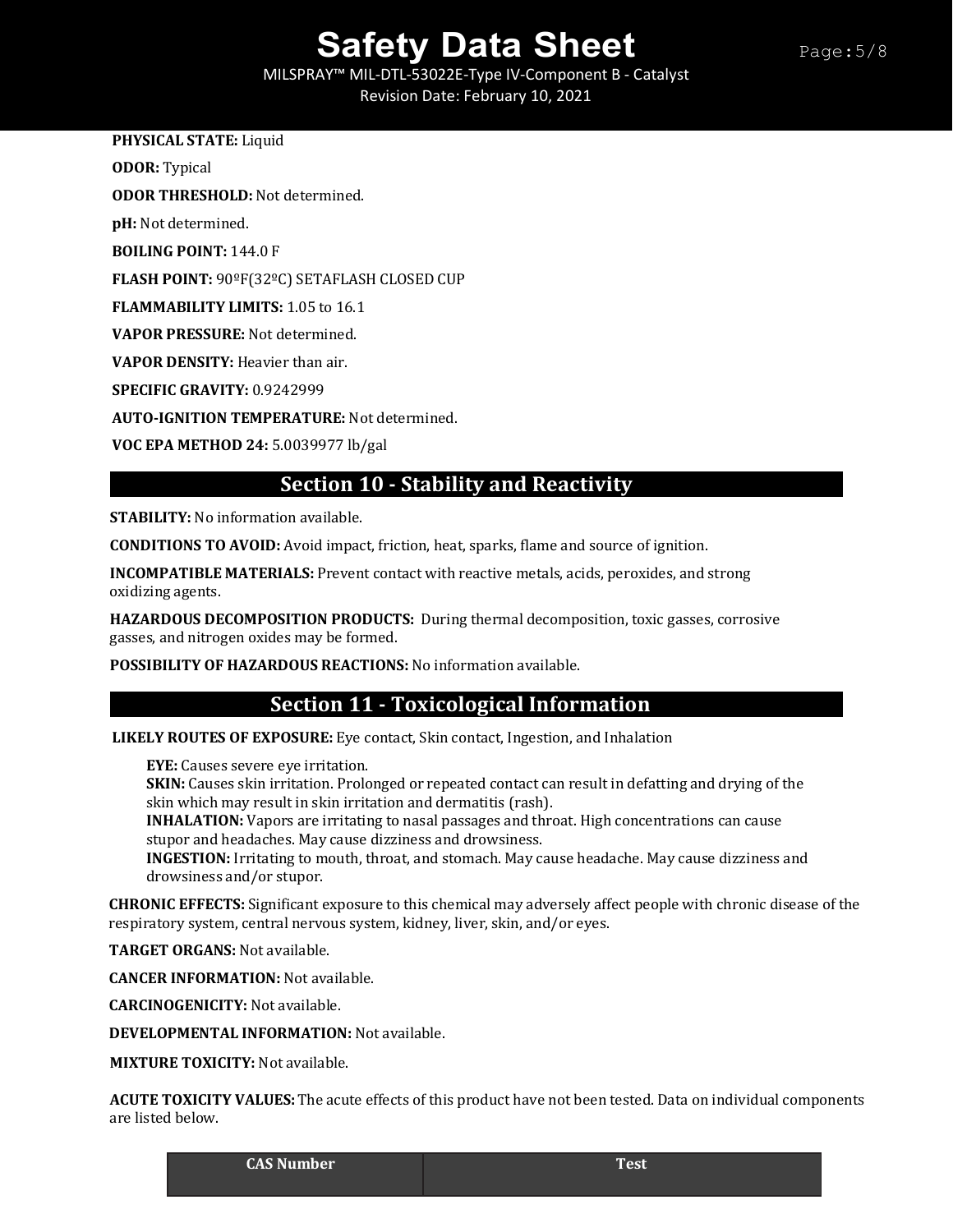**PHYSICAL STATE:** Liquid

**ODOR:** Typical

**ODOR THRESHOLD:** Not determined.

**pH:** Not determined.

**BOILING POINT:** 144.0 F

**FLASH POINT:** 90ºF(32ºC) SETAFLASH CLOSED CUP

**FLAMMABILITY LIMITS:** 1.05 to 16.1

**VAPOR PRESSURE:** Not determined.

**VAPOR DENSITY:** Heavier than air.

**SPECIFIC GRAVITY:** 0.9242999

**AUTO-IGNITION TEMPERATURE:** Not determined.

**VOC EPA METHOD 24:** 5.0039977 lb/gal

## Section 10 - Stability and Reactivity

**STABILITY:** No information available.

**CONDITIONS TO AVOID:** Avoid impact, friction, heat, sparks, flame and source of ignition.

**INCOMPATIBLE MATERIALS:** Prevent contact with reactive metals, acids, peroxides, and strong oxidizing agents.

**HAZARDOUS DECOMPOSITION PRODUCTS:** During thermal decomposition, toxic gasses, corrosive gasses, and nitrogen oxides may be formed.

**POSSIBILITY OF HAZARDOUS REACTIONS:** No information available.

## Section 11 - Toxicological Information

**LIKELY ROUTES OF EXPOSURE:** Eye contact, Skin contact, Ingestion, and Inhalation

**EYE:** Causes severe eye irritation.
**SKIN:** Causes skin irritation. Prolonged or repeated contact can result in defatting and drying of the skin which may result in skin irritation and dermatitis (rash).
**INHALATION:** Vapors are irritating to nasal passages and throat. High concentrations can cause stupor and headaches. May cause dizziness and drowsiness.
**INGESTION:** Irritating to mouth, throat, and stomach. May cause headache. May cause dizziness and drowsiness and/or stupor.

**CHRONIC EFFECTS:** Significant exposure to this chemical may adversely affect people with chronic disease of the respiratory system, central nervous system, kidney, liver, skin, and/or eyes.

**TARGET ORGANS:** Not available.

**CANCER INFORMATION:** Not available.

**CARCINOGENICITY:** Not available.

**DEVELOPMENTAL INFORMATION:** Not available.

**MIXTURE TOXICITY:** Not available.

**ACUTE TOXICITY VALUES:** The acute effects of this product have not been tested. Data on individual components are listed below.

| CAS Number | Test |
|---|---|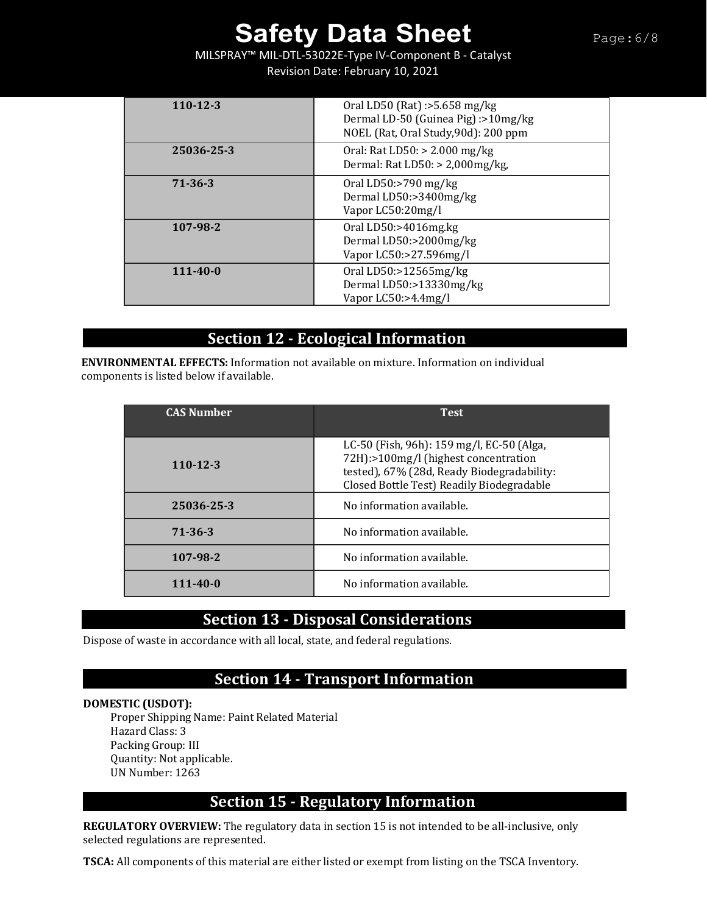| | |
|---|---|
| **110-12-3** | Oral LD50 (Rat) :>5.658 mg/kg<br>Dermal LD-50 (Guinea Pig) :>10mg/kg<br>NOEL (Rat, Oral Study,90d): 200 ppm |
| **25036-25-3** | Oral: Rat LD50: > 2.000 mg/kg<br>Dermal: Rat LD50: > 2,000mg/kg, |
| **71-36-3** | Oral LD50:>790 mg/kg<br>Dermal LD50:>3400mg/kg<br>Vapor LC50:20mg/l |
| **107-98-2** | Oral LD50:>4016mg.kg<br>Dermal LD50:>2000mg/kg<br>Vapor LC50:>27.596mg/l |
| **111-40-0** | Oral LD50:>12565mg/kg<br>Dermal LD50:>13330mg/kg<br>Vapor LC50:>4.4mg/l |

## Section 12 - Ecological Information

**ENVIRONMENTAL EFFECTS:** Information not available on mixture. Information on individual components is listed below if available.

| CAS Number | Test |
|---|---|
| **110-12-3** | LC-50 (Fish, 96h): 159 mg/l, EC-50 (Alga, 72H):>100mg/l (highest concentration tested), 67% (28d, Ready Biodegradability: Closed Bottle Test) Readily Biodegradable |
| **25036-25-3** | No information available. |
| **71-36-3** | No information available. |
| **107-98-2** | No information available. |
| **111-40-0** | No information available. |

## Section 13 - Disposal Considerations

Dispose of waste in accordance with all local, state, and federal regulations.

## Section 14 - Transport Information

**DOMESTIC (USDOT):**

Proper Shipping Name: Paint Related Material
Hazard Class: 3
Packing Group: III
Quantity: Not applicable.
UN Number: 1263

## Section 15 - Regulatory Information

**REGULATORY OVERVIEW:** The regulatory data in section 15 is not intended to be all-inclusive, only selected regulations are represented.

**TSCA:** All components of this material are either listed or exempt from listing on the TSCA Inventory.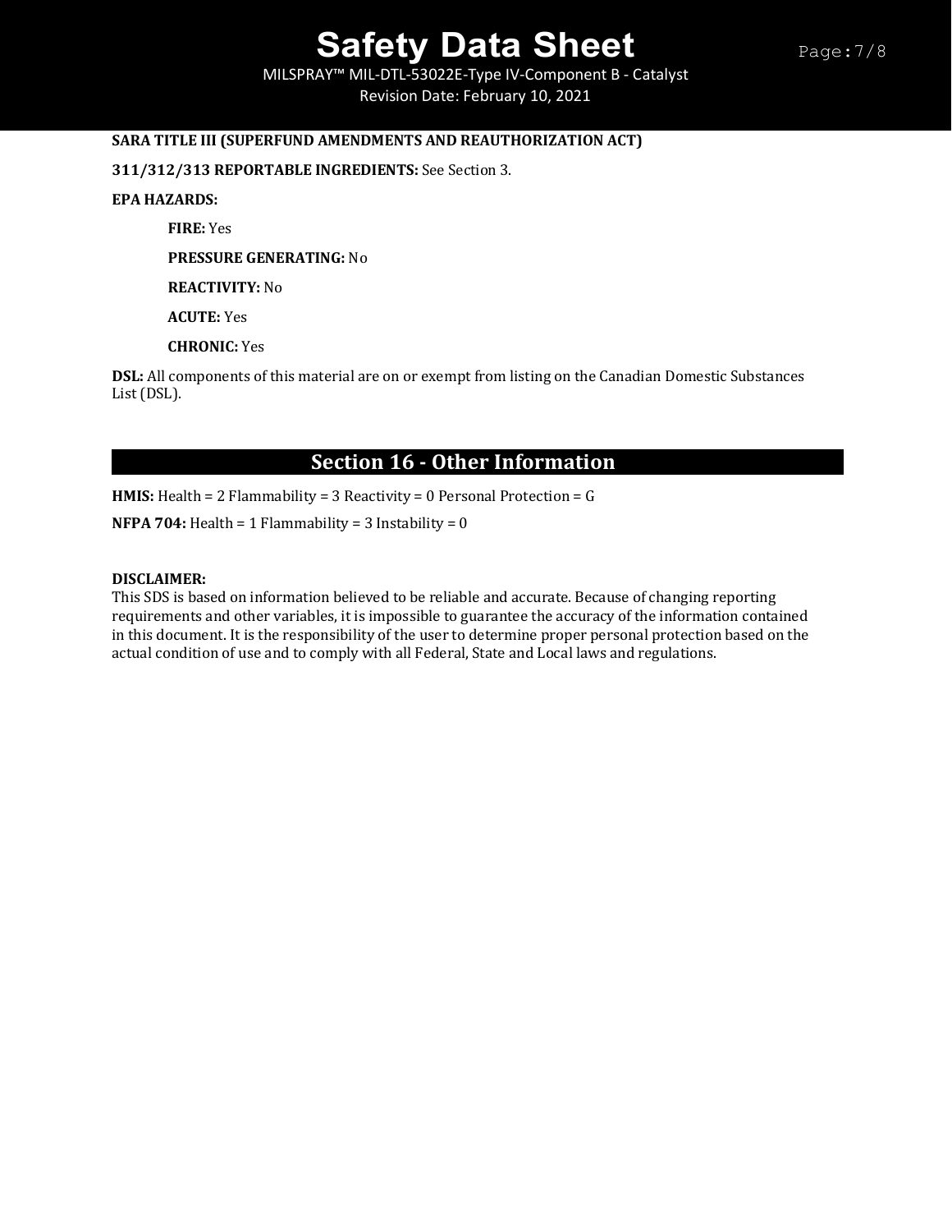**SARA TITLE III (SUPERFUND AMENDMENTS AND REAUTHORIZATION ACT)**

**311/312/313 REPORTABLE INGREDIENTS:** See Section 3.

**EPA HAZARDS:**

**FIRE:** Yes

**PRESSURE GENERATING:** No

**REACTIVITY:** No

**ACUTE:** Yes

**CHRONIC:** Yes

**DSL:** All components of this material are on or exempt from listing on the Canadian Domestic Substances List (DSL).

## Section 16 - Other Information

**HMIS:** Health = 2 Flammability = 3 Reactivity = 0 Personal Protection = G

**NFPA 704:** Health = 1 Flammability = 3 Instability = 0

**DISCLAIMER:**
This SDS is based on information believed to be reliable and accurate. Because of changing reporting requirements and other variables, it is impossible to guarantee the accuracy of the information contained in this document. It is the responsibility of the user to determine proper personal protection based on the actual condition of use and to comply with all Federal, State and Local laws and regulations.